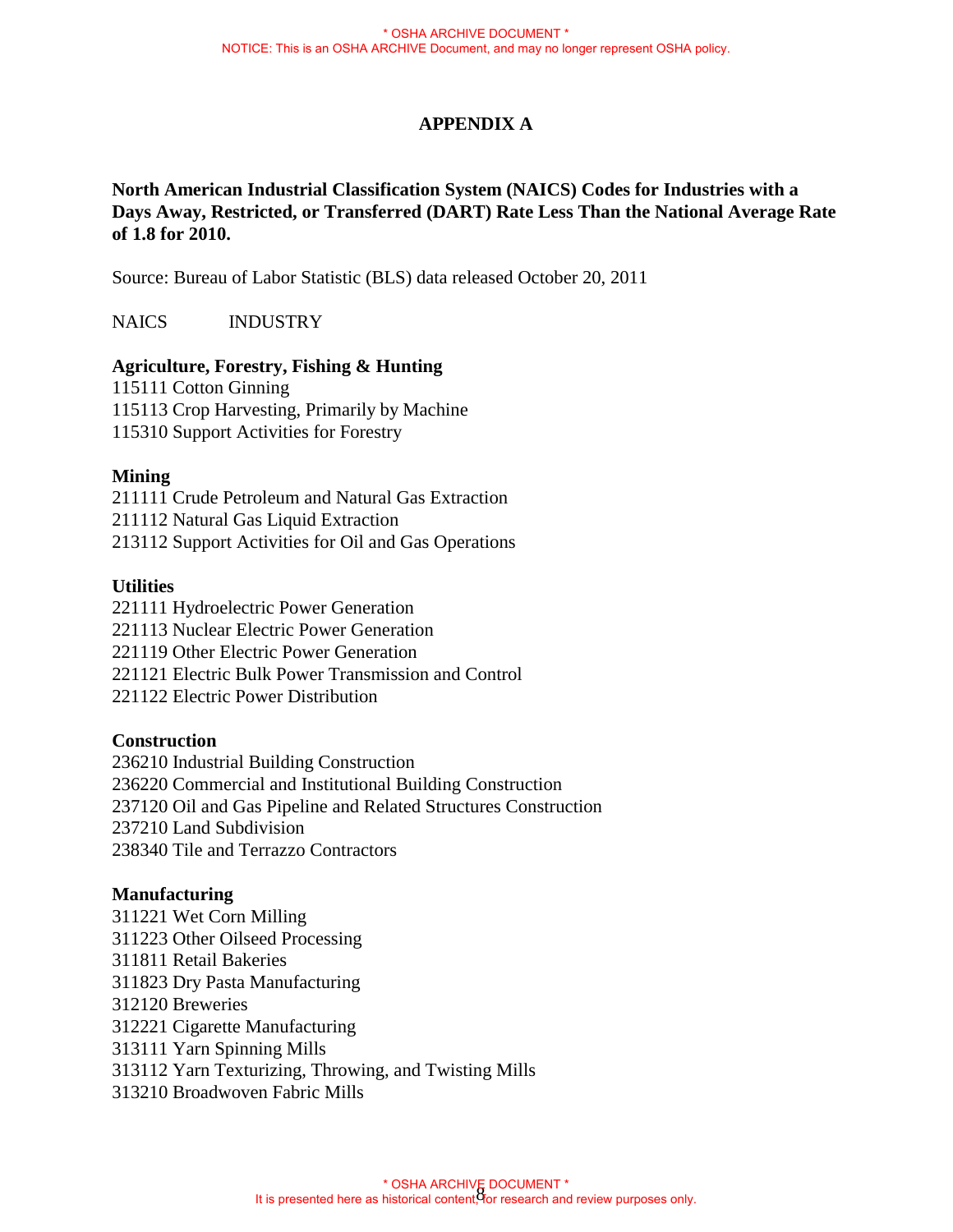# APPENDIX A

**North American Industrial Classification System (NAICS) Codes for Industries with a Days Away, Restricted, or Transferred (DART) Rate Less Than the National Average Rate of 1.8 for 2010.**

Source: Bureau of Labor Statistic (BLS) data released October 20, 2011

NAICS INDUSTRY

**Agriculture, Forestry, Fishing & Hunting**
115111 Cotton Ginning
115113 Crop Harvesting, Primarily by Machine
115310 Support Activities for Forestry

**Mining**
211111 Crude Petroleum and Natural Gas Extraction
211112 Natural Gas Liquid Extraction
213112 Support Activities for Oil and Gas Operations

**Utilities**
221111 Hydroelectric Power Generation
221113 Nuclear Electric Power Generation
221119 Other Electric Power Generation
221121 Electric Bulk Power Transmission and Control
221122 Electric Power Distribution

**Construction**
236210 Industrial Building Construction
236220 Commercial and Institutional Building Construction
237120 Oil and Gas Pipeline and Related Structures Construction
237210 Land Subdivision
238340 Tile and Terrazzo Contractors

**Manufacturing**
311221 Wet Corn Milling
311223 Other Oilseed Processing
311811 Retail Bakeries
311823 Dry Pasta Manufacturing
312120 Breweries
312221 Cigarette Manufacturing
313111 Yarn Spinning Mills
313112 Yarn Texturizing, Throwing, and Twisting Mills
313210 Broadwoven Fabric Mills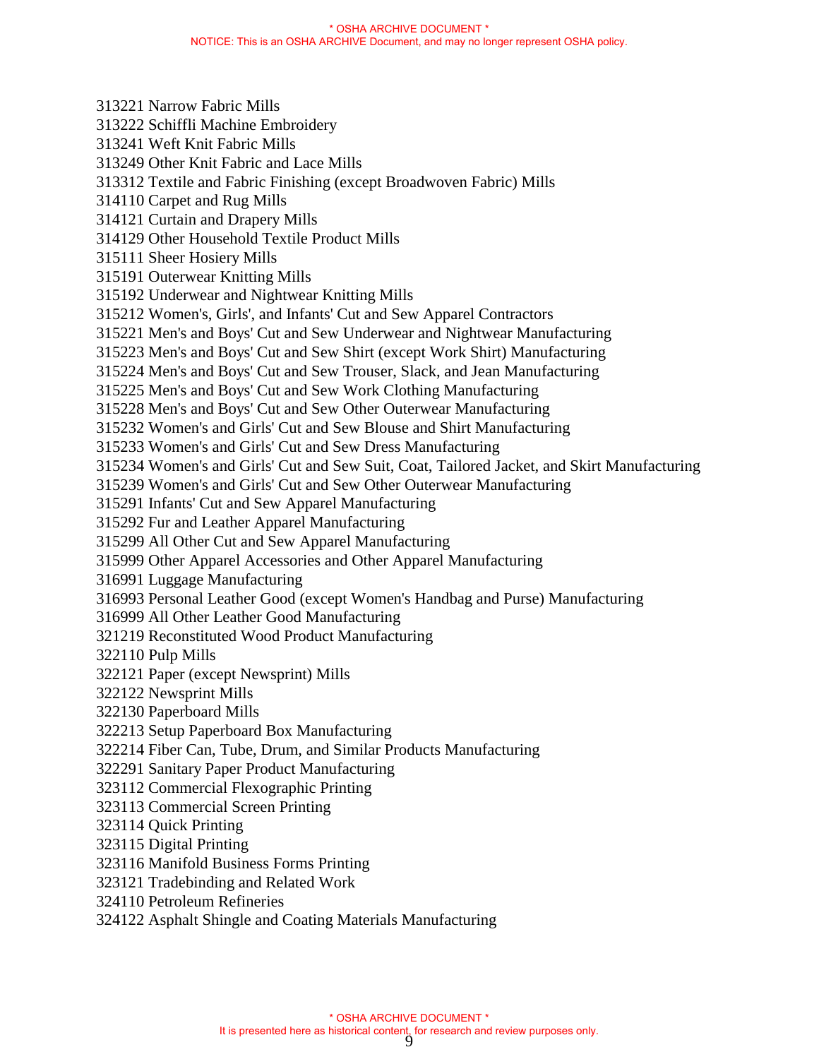313221 Narrow Fabric Mills
313222 Schiffli Machine Embroidery
313241 Weft Knit Fabric Mills
313249 Other Knit Fabric and Lace Mills
313312 Textile and Fabric Finishing (except Broadwoven Fabric) Mills
314110 Carpet and Rug Mills
314121 Curtain and Drapery Mills
314129 Other Household Textile Product Mills
315111 Sheer Hosiery Mills
315191 Outerwear Knitting Mills
315192 Underwear and Nightwear Knitting Mills
315212 Women's, Girls', and Infants' Cut and Sew Apparel Contractors
315221 Men's and Boys' Cut and Sew Underwear and Nightwear Manufacturing
315223 Men's and Boys' Cut and Sew Shirt (except Work Shirt) Manufacturing
315224 Men's and Boys' Cut and Sew Trouser, Slack, and Jean Manufacturing
315225 Men's and Boys' Cut and Sew Work Clothing Manufacturing
315228 Men's and Boys' Cut and Sew Other Outerwear Manufacturing
315232 Women's and Girls' Cut and Sew Blouse and Shirt Manufacturing
315233 Women's and Girls' Cut and Sew Dress Manufacturing
315234 Women's and Girls' Cut and Sew Suit, Coat, Tailored Jacket, and Skirt Manufacturing
315239 Women's and Girls' Cut and Sew Other Outerwear Manufacturing
315291 Infants' Cut and Sew Apparel Manufacturing
315292 Fur and Leather Apparel Manufacturing
315299 All Other Cut and Sew Apparel Manufacturing
315999 Other Apparel Accessories and Other Apparel Manufacturing
316991 Luggage Manufacturing
316993 Personal Leather Good (except Women's Handbag and Purse) Manufacturing
316999 All Other Leather Good Manufacturing
321219 Reconstituted Wood Product Manufacturing
322110 Pulp Mills
322121 Paper (except Newsprint) Mills
322122 Newsprint Mills
322130 Paperboard Mills
322213 Setup Paperboard Box Manufacturing
322214 Fiber Can, Tube, Drum, and Similar Products Manufacturing
322291 Sanitary Paper Product Manufacturing
323112 Commercial Flexographic Printing
323113 Commercial Screen Printing
323114 Quick Printing
323115 Digital Printing
323116 Manifold Business Forms Printing
323121 Tradebinding and Related Work
324110 Petroleum Refineries
324122 Asphalt Shingle and Coating Materials Manufacturing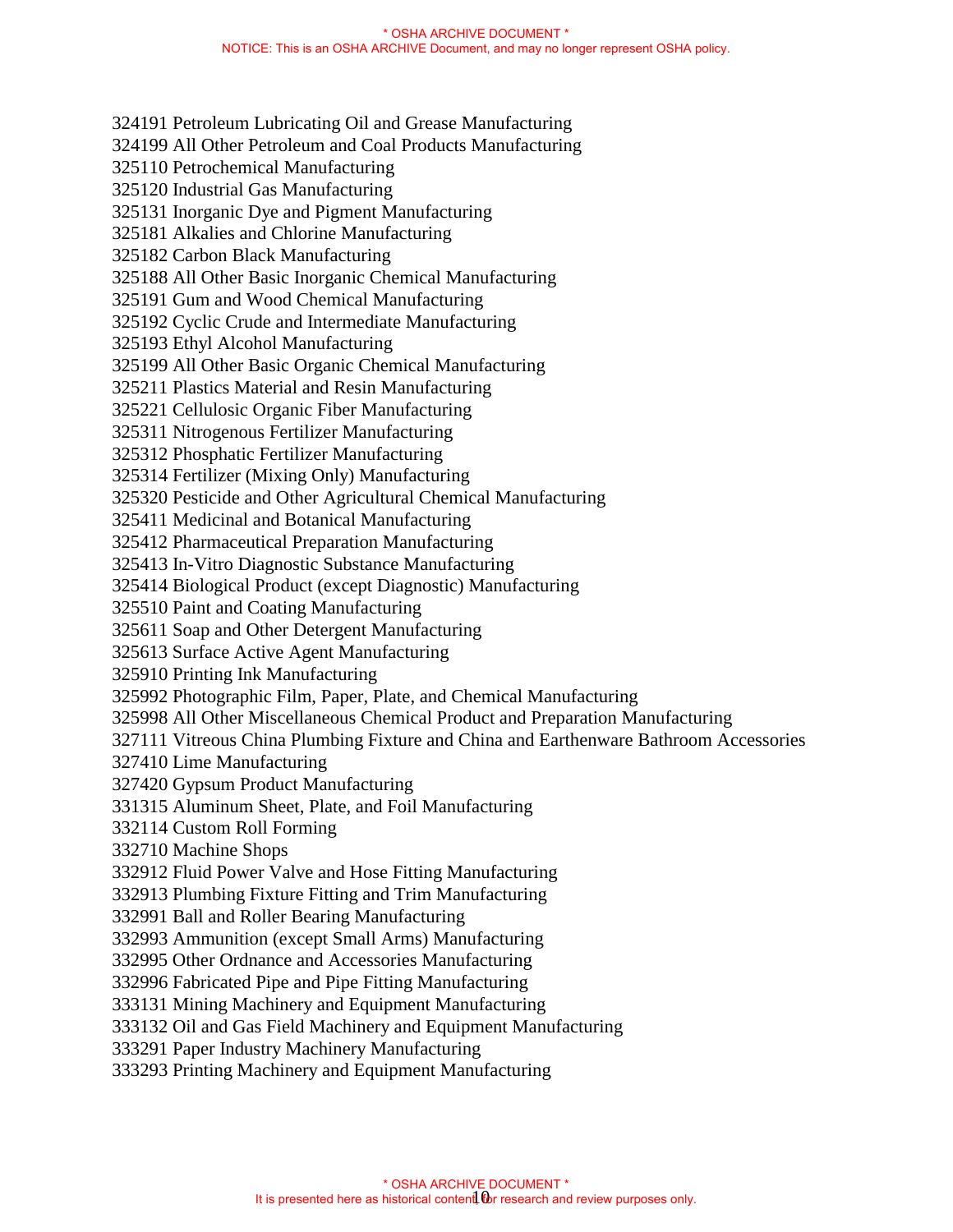324191 Petroleum Lubricating Oil and Grease Manufacturing
324199 All Other Petroleum and Coal Products Manufacturing
325110 Petrochemical Manufacturing
325120 Industrial Gas Manufacturing
325131 Inorganic Dye and Pigment Manufacturing
325181 Alkalies and Chlorine Manufacturing
325182 Carbon Black Manufacturing
325188 All Other Basic Inorganic Chemical Manufacturing
325191 Gum and Wood Chemical Manufacturing
325192 Cyclic Crude and Intermediate Manufacturing
325193 Ethyl Alcohol Manufacturing
325199 All Other Basic Organic Chemical Manufacturing
325211 Plastics Material and Resin Manufacturing
325221 Cellulosic Organic Fiber Manufacturing
325311 Nitrogenous Fertilizer Manufacturing
325312 Phosphatic Fertilizer Manufacturing
325314 Fertilizer (Mixing Only) Manufacturing
325320 Pesticide and Other Agricultural Chemical Manufacturing
325411 Medicinal and Botanical Manufacturing
325412 Pharmaceutical Preparation Manufacturing
325413 In-Vitro Diagnostic Substance Manufacturing
325414 Biological Product (except Diagnostic) Manufacturing
325510 Paint and Coating Manufacturing
325611 Soap and Other Detergent Manufacturing
325613 Surface Active Agent Manufacturing
325910 Printing Ink Manufacturing
325992 Photographic Film, Paper, Plate, and Chemical Manufacturing
325998 All Other Miscellaneous Chemical Product and Preparation Manufacturing
327111 Vitreous China Plumbing Fixture and China and Earthenware Bathroom Accessories
327410 Lime Manufacturing
327420 Gypsum Product Manufacturing
331315 Aluminum Sheet, Plate, and Foil Manufacturing
332114 Custom Roll Forming
332710 Machine Shops
332912 Fluid Power Valve and Hose Fitting Manufacturing
332913 Plumbing Fixture Fitting and Trim Manufacturing
332991 Ball and Roller Bearing Manufacturing
332993 Ammunition (except Small Arms) Manufacturing
332995 Other Ordnance and Accessories Manufacturing
332996 Fabricated Pipe and Pipe Fitting Manufacturing
333131 Mining Machinery and Equipment Manufacturing
333132 Oil and Gas Field Machinery and Equipment Manufacturing
333291 Paper Industry Machinery Manufacturing
333293 Printing Machinery and Equipment Manufacturing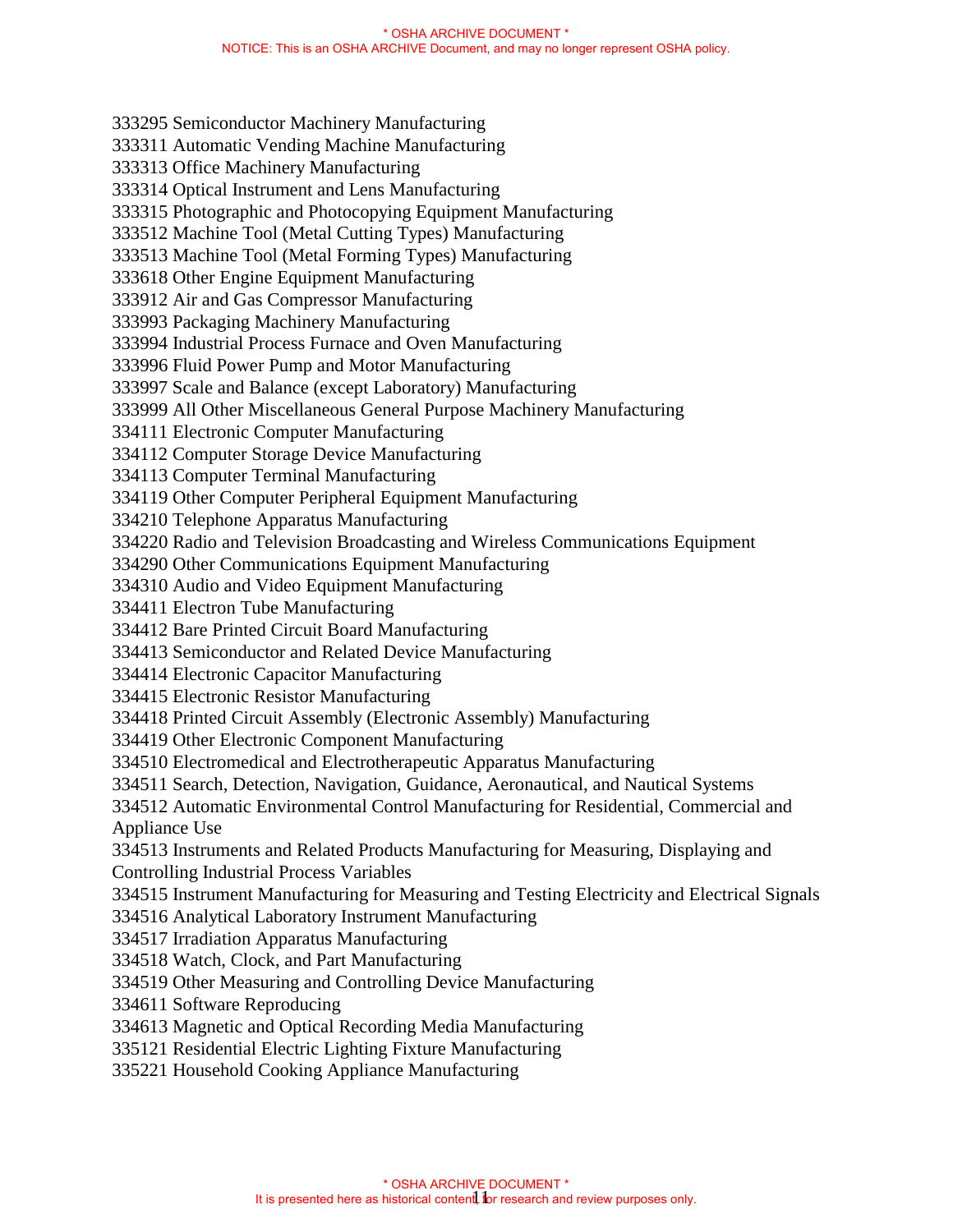333295 Semiconductor Machinery Manufacturing
333311 Automatic Vending Machine Manufacturing
333313 Office Machinery Manufacturing
333314 Optical Instrument and Lens Manufacturing
333315 Photographic and Photocopying Equipment Manufacturing
333512 Machine Tool (Metal Cutting Types) Manufacturing
333513 Machine Tool (Metal Forming Types) Manufacturing
333618 Other Engine Equipment Manufacturing
333912 Air and Gas Compressor Manufacturing
333993 Packaging Machinery Manufacturing
333994 Industrial Process Furnace and Oven Manufacturing
333996 Fluid Power Pump and Motor Manufacturing
333997 Scale and Balance (except Laboratory) Manufacturing
333999 All Other Miscellaneous General Purpose Machinery Manufacturing
334111 Electronic Computer Manufacturing
334112 Computer Storage Device Manufacturing
334113 Computer Terminal Manufacturing
334119 Other Computer Peripheral Equipment Manufacturing
334210 Telephone Apparatus Manufacturing
334220 Radio and Television Broadcasting and Wireless Communications Equipment
334290 Other Communications Equipment Manufacturing
334310 Audio and Video Equipment Manufacturing
334411 Electron Tube Manufacturing
334412 Bare Printed Circuit Board Manufacturing
334413 Semiconductor and Related Device Manufacturing
334414 Electronic Capacitor Manufacturing
334415 Electronic Resistor Manufacturing
334418 Printed Circuit Assembly (Electronic Assembly) Manufacturing
334419 Other Electronic Component Manufacturing
334510 Electromedical and Electrotherapeutic Apparatus Manufacturing
334511 Search, Detection, Navigation, Guidance, Aeronautical, and Nautical Systems
334512 Automatic Environmental Control Manufacturing for Residential, Commercial and Appliance Use
334513 Instruments and Related Products Manufacturing for Measuring, Displaying and Controlling Industrial Process Variables
334515 Instrument Manufacturing for Measuring and Testing Electricity and Electrical Signals
334516 Analytical Laboratory Instrument Manufacturing
334517 Irradiation Apparatus Manufacturing
334518 Watch, Clock, and Part Manufacturing
334519 Other Measuring and Controlling Device Manufacturing
334611 Software Reproducing
334613 Magnetic and Optical Recording Media Manufacturing
335121 Residential Electric Lighting Fixture Manufacturing
335221 Household Cooking Appliance Manufacturing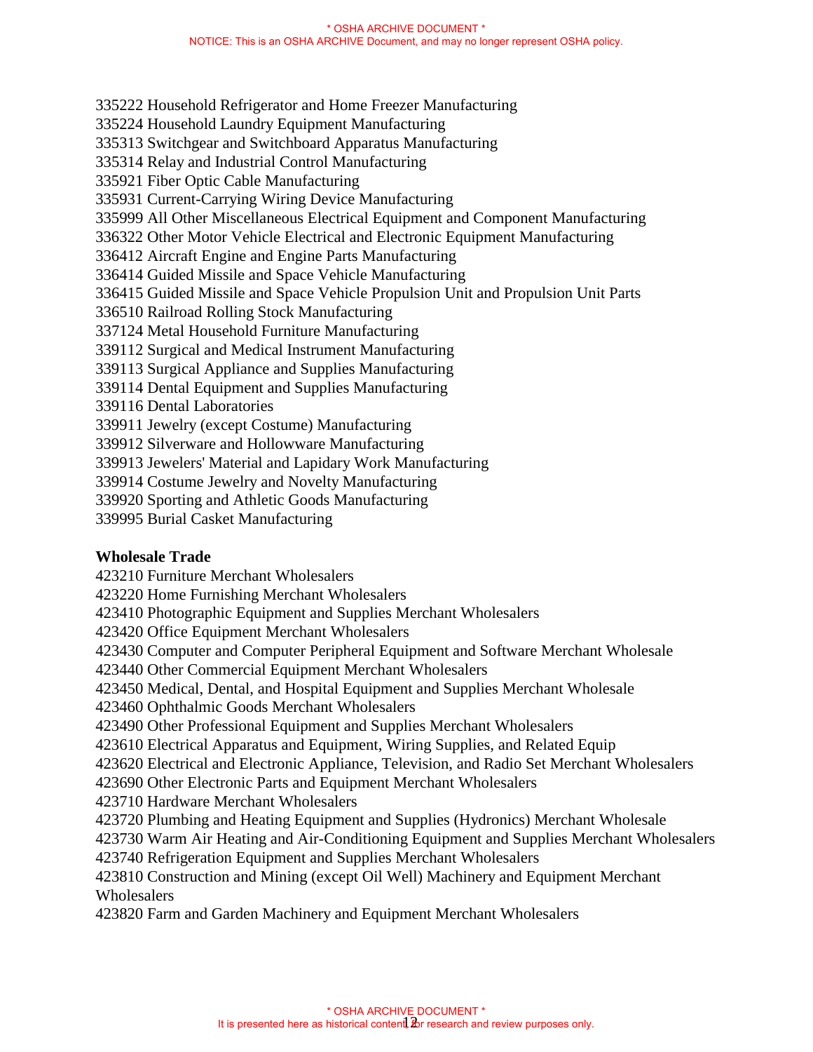335222 Household Refrigerator and Home Freezer Manufacturing
335224 Household Laundry Equipment Manufacturing
335313 Switchgear and Switchboard Apparatus Manufacturing
335314 Relay and Industrial Control Manufacturing
335921 Fiber Optic Cable Manufacturing
335931 Current-Carrying Wiring Device Manufacturing
335999 All Other Miscellaneous Electrical Equipment and Component Manufacturing
336322 Other Motor Vehicle Electrical and Electronic Equipment Manufacturing
336412 Aircraft Engine and Engine Parts Manufacturing
336414 Guided Missile and Space Vehicle Manufacturing
336415 Guided Missile and Space Vehicle Propulsion Unit and Propulsion Unit Parts
336510 Railroad Rolling Stock Manufacturing
337124 Metal Household Furniture Manufacturing
339112 Surgical and Medical Instrument Manufacturing
339113 Surgical Appliance and Supplies Manufacturing
339114 Dental Equipment and Supplies Manufacturing
339116 Dental Laboratories
339911 Jewelry (except Costume) Manufacturing
339912 Silverware and Hollowware Manufacturing
339913 Jewelers' Material and Lapidary Work Manufacturing
339914 Costume Jewelry and Novelty Manufacturing
339920 Sporting and Athletic Goods Manufacturing
339995 Burial Casket Manufacturing

**Wholesale Trade**

423210 Furniture Merchant Wholesalers
423220 Home Furnishing Merchant Wholesalers
423410 Photographic Equipment and Supplies Merchant Wholesalers
423420 Office Equipment Merchant Wholesalers
423430 Computer and Computer Peripheral Equipment and Software Merchant Wholesale
423440 Other Commercial Equipment Merchant Wholesalers
423450 Medical, Dental, and Hospital Equipment and Supplies Merchant Wholesale
423460 Ophthalmic Goods Merchant Wholesalers
423490 Other Professional Equipment and Supplies Merchant Wholesalers
423610 Electrical Apparatus and Equipment, Wiring Supplies, and Related Equip
423620 Electrical and Electronic Appliance, Television, and Radio Set Merchant Wholesalers
423690 Other Electronic Parts and Equipment Merchant Wholesalers
423710 Hardware Merchant Wholesalers
423720 Plumbing and Heating Equipment and Supplies (Hydronics) Merchant Wholesale
423730 Warm Air Heating and Air-Conditioning Equipment and Supplies Merchant Wholesalers
423740 Refrigeration Equipment and Supplies Merchant Wholesalers
423810 Construction and Mining (except Oil Well) Machinery and Equipment Merchant Wholesalers
423820 Farm and Garden Machinery and Equipment Merchant Wholesalers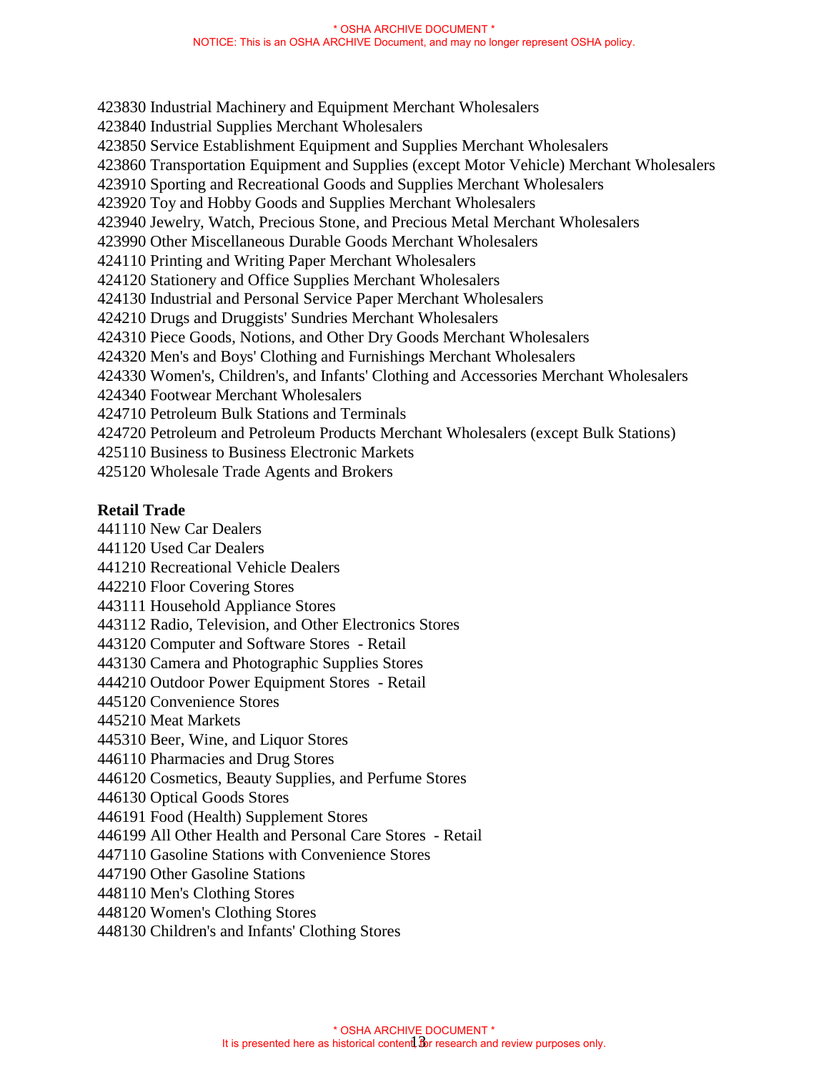423830 Industrial Machinery and Equipment Merchant Wholesalers
423840 Industrial Supplies Merchant Wholesalers
423850 Service Establishment Equipment and Supplies Merchant Wholesalers
423860 Transportation Equipment and Supplies (except Motor Vehicle) Merchant Wholesalers
423910 Sporting and Recreational Goods and Supplies Merchant Wholesalers
423920 Toy and Hobby Goods and Supplies Merchant Wholesalers
423940 Jewelry, Watch, Precious Stone, and Precious Metal Merchant Wholesalers
423990 Other Miscellaneous Durable Goods Merchant Wholesalers
424110 Printing and Writing Paper Merchant Wholesalers
424120 Stationery and Office Supplies Merchant Wholesalers
424130 Industrial and Personal Service Paper Merchant Wholesalers
424210 Drugs and Druggists' Sundries Merchant Wholesalers
424310 Piece Goods, Notions, and Other Dry Goods Merchant Wholesalers
424320 Men's and Boys' Clothing and Furnishings Merchant Wholesalers
424330 Women's, Children's, and Infants' Clothing and Accessories Merchant Wholesalers
424340 Footwear Merchant Wholesalers
424710 Petroleum Bulk Stations and Terminals
424720 Petroleum and Petroleum Products Merchant Wholesalers (except Bulk Stations)
425110 Business to Business Electronic Markets
425120 Wholesale Trade Agents and Brokers

**Retail Trade**

441110 New Car Dealers
441120 Used Car Dealers
441210 Recreational Vehicle Dealers
442210 Floor Covering Stores
443111 Household Appliance Stores
443112 Radio, Television, and Other Electronics Stores
443120 Computer and Software Stores - Retail
443130 Camera and Photographic Supplies Stores
444210 Outdoor Power Equipment Stores - Retail
445120 Convenience Stores
445210 Meat Markets
445310 Beer, Wine, and Liquor Stores
446110 Pharmacies and Drug Stores
446120 Cosmetics, Beauty Supplies, and Perfume Stores
446130 Optical Goods Stores
446191 Food (Health) Supplement Stores
446199 All Other Health and Personal Care Stores - Retail
447110 Gasoline Stations with Convenience Stores
447190 Other Gasoline Stations
448110 Men's Clothing Stores
448120 Women's Clothing Stores
448130 Children's and Infants' Clothing Stores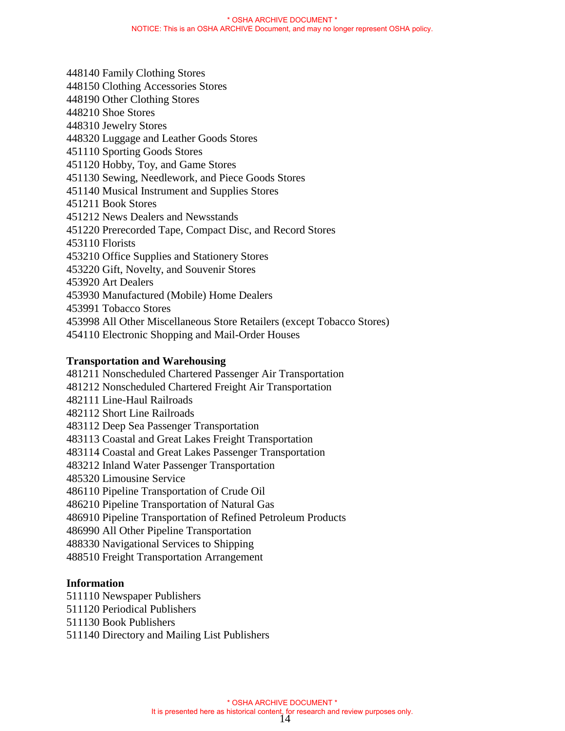448140 Family Clothing Stores
448150 Clothing Accessories Stores
448190 Other Clothing Stores
448210 Shoe Stores
448310 Jewelry Stores
448320 Luggage and Leather Goods Stores
451110 Sporting Goods Stores
451120 Hobby, Toy, and Game Stores
451130 Sewing, Needlework, and Piece Goods Stores
451140 Musical Instrument and Supplies Stores
451211 Book Stores
451212 News Dealers and Newsstands
451220 Prerecorded Tape, Compact Disc, and Record Stores
453110 Florists
453210 Office Supplies and Stationery Stores
453220 Gift, Novelty, and Souvenir Stores
453920 Art Dealers
453930 Manufactured (Mobile) Home Dealers
453991 Tobacco Stores
453998 All Other Miscellaneous Store Retailers (except Tobacco Stores)
454110 Electronic Shopping and Mail-Order Houses

**Transportation and Warehousing**
481211 Nonscheduled Chartered Passenger Air Transportation
481212 Nonscheduled Chartered Freight Air Transportation
482111 Line-Haul Railroads
482112 Short Line Railroads
483112 Deep Sea Passenger Transportation
483113 Coastal and Great Lakes Freight Transportation
483114 Coastal and Great Lakes Passenger Transportation
483212 Inland Water Passenger Transportation
485320 Limousine Service
486110 Pipeline Transportation of Crude Oil
486210 Pipeline Transportation of Natural Gas
486910 Pipeline Transportation of Refined Petroleum Products
486990 All Other Pipeline Transportation
488330 Navigational Services to Shipping
488510 Freight Transportation Arrangement

**Information**
511110 Newspaper Publishers
511120 Periodical Publishers
511130 Book Publishers
511140 Directory and Mailing List Publishers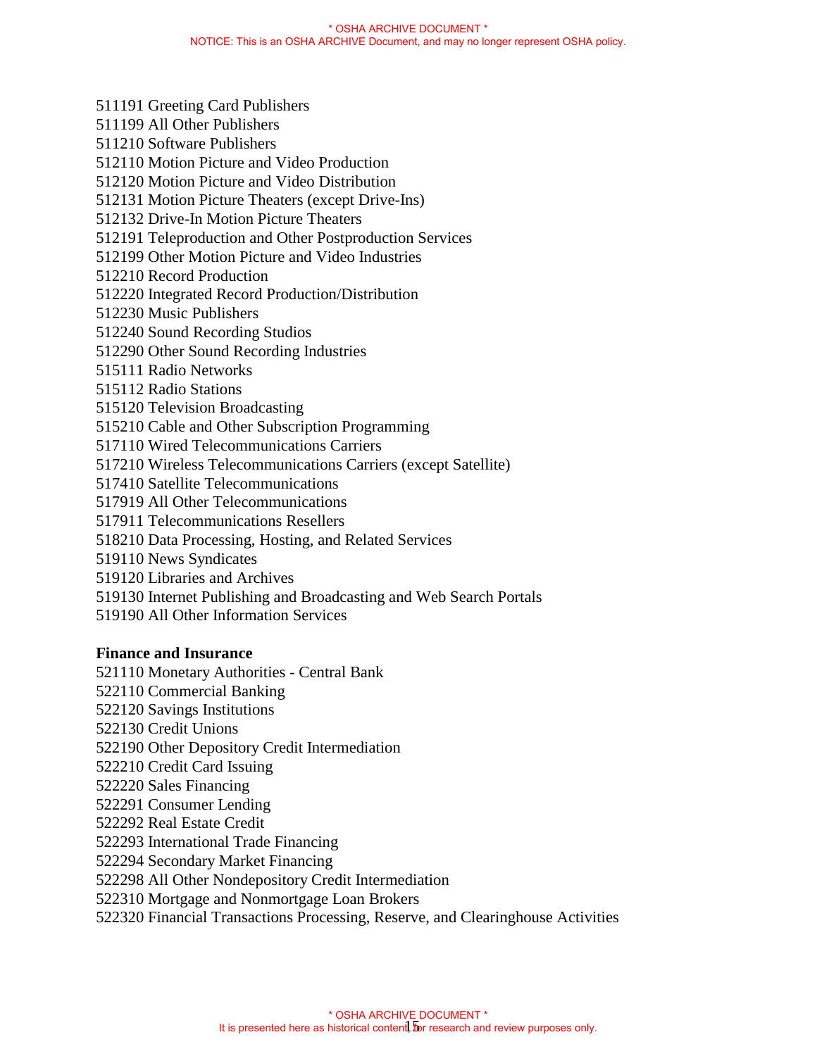511191 Greeting Card Publishers
511199 All Other Publishers
511210 Software Publishers
512110 Motion Picture and Video Production
512120 Motion Picture and Video Distribution
512131 Motion Picture Theaters (except Drive-Ins)
512132 Drive-In Motion Picture Theaters
512191 Teleproduction and Other Postproduction Services
512199 Other Motion Picture and Video Industries
512210 Record Production
512220 Integrated Record Production/Distribution
512230 Music Publishers
512240 Sound Recording Studios
512290 Other Sound Recording Industries
515111 Radio Networks
515112 Radio Stations
515120 Television Broadcasting
515210 Cable and Other Subscription Programming
517110 Wired Telecommunications Carriers
517210 Wireless Telecommunications Carriers (except Satellite)
517410 Satellite Telecommunications
517919 All Other Telecommunications
517911 Telecommunications Resellers
518210 Data Processing, Hosting, and Related Services
519110 News Syndicates
519120 Libraries and Archives
519130 Internet Publishing and Broadcasting and Web Search Portals
519190 All Other Information Services

**Finance and Insurance**

521110 Monetary Authorities - Central Bank
522110 Commercial Banking
522120 Savings Institutions
522130 Credit Unions
522190 Other Depository Credit Intermediation
522210 Credit Card Issuing
522220 Sales Financing
522291 Consumer Lending
522292 Real Estate Credit
522293 International Trade Financing
522294 Secondary Market Financing
522298 All Other Nondepository Credit Intermediation
522310 Mortgage and Nonmortgage Loan Brokers
522320 Financial Transactions Processing, Reserve, and Clearinghouse Activities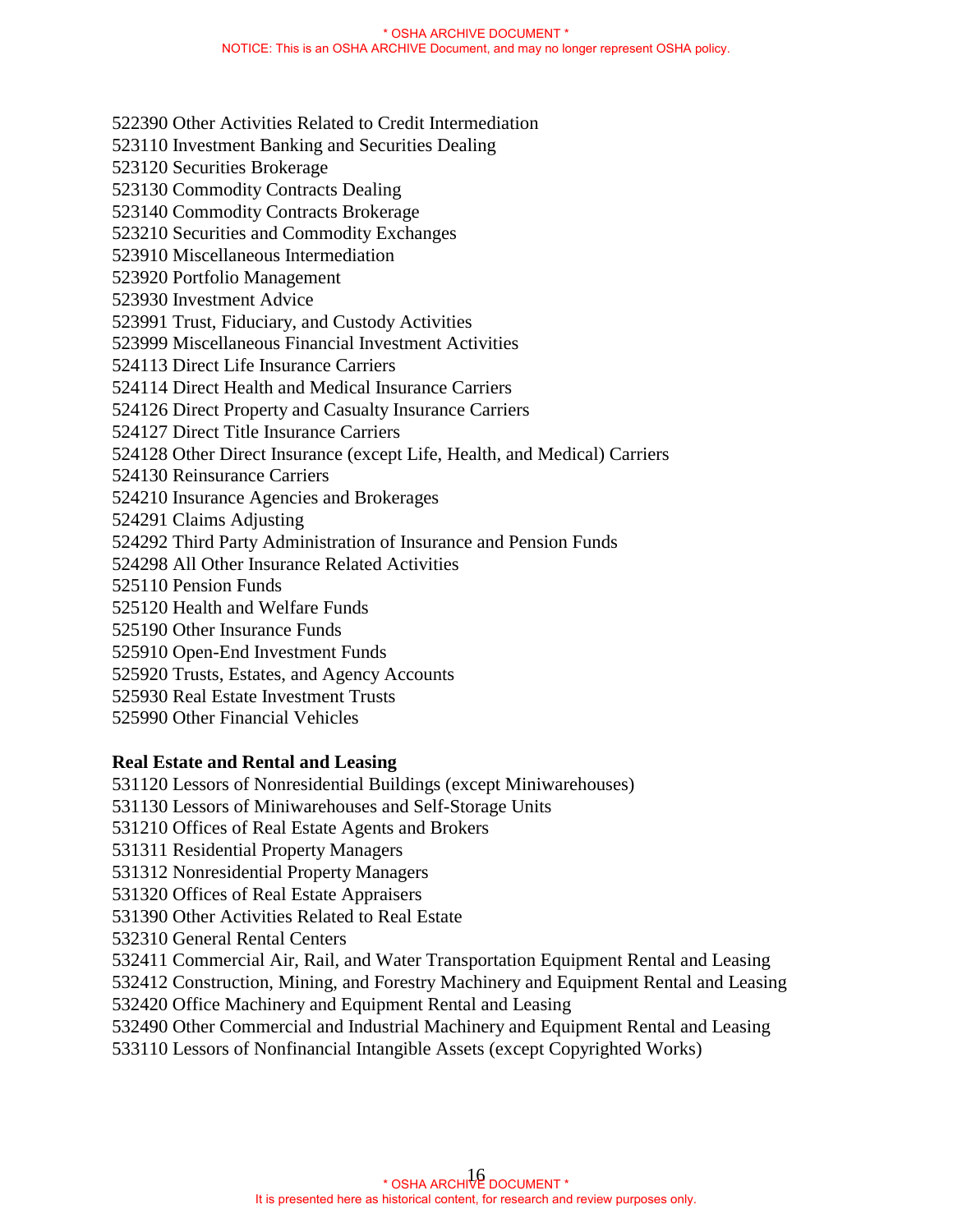522390 Other Activities Related to Credit Intermediation
523110 Investment Banking and Securities Dealing
523120 Securities Brokerage
523130 Commodity Contracts Dealing
523140 Commodity Contracts Brokerage
523210 Securities and Commodity Exchanges
523910 Miscellaneous Intermediation
523920 Portfolio Management
523930 Investment Advice
523991 Trust, Fiduciary, and Custody Activities
523999 Miscellaneous Financial Investment Activities
524113 Direct Life Insurance Carriers
524114 Direct Health and Medical Insurance Carriers
524126 Direct Property and Casualty Insurance Carriers
524127 Direct Title Insurance Carriers
524128 Other Direct Insurance (except Life, Health, and Medical) Carriers
524130 Reinsurance Carriers
524210 Insurance Agencies and Brokerages
524291 Claims Adjusting
524292 Third Party Administration of Insurance and Pension Funds
524298 All Other Insurance Related Activities
525110 Pension Funds
525120 Health and Welfare Funds
525190 Other Insurance Funds
525910 Open-End Investment Funds
525920 Trusts, Estates, and Agency Accounts
525930 Real Estate Investment Trusts
525990 Other Financial Vehicles

**Real Estate and Rental and Leasing**
531120 Lessors of Nonresidential Buildings (except Miniwarehouses)
531130 Lessors of Miniwarehouses and Self-Storage Units
531210 Offices of Real Estate Agents and Brokers
531311 Residential Property Managers
531312 Nonresidential Property Managers
531320 Offices of Real Estate Appraisers
531390 Other Activities Related to Real Estate
532310 General Rental Centers
532411 Commercial Air, Rail, and Water Transportation Equipment Rental and Leasing
532412 Construction, Mining, and Forestry Machinery and Equipment Rental and Leasing
532420 Office Machinery and Equipment Rental and Leasing
532490 Other Commercial and Industrial Machinery and Equipment Rental and Leasing
533110 Lessors of Nonfinancial Intangible Assets (except Copyrighted Works)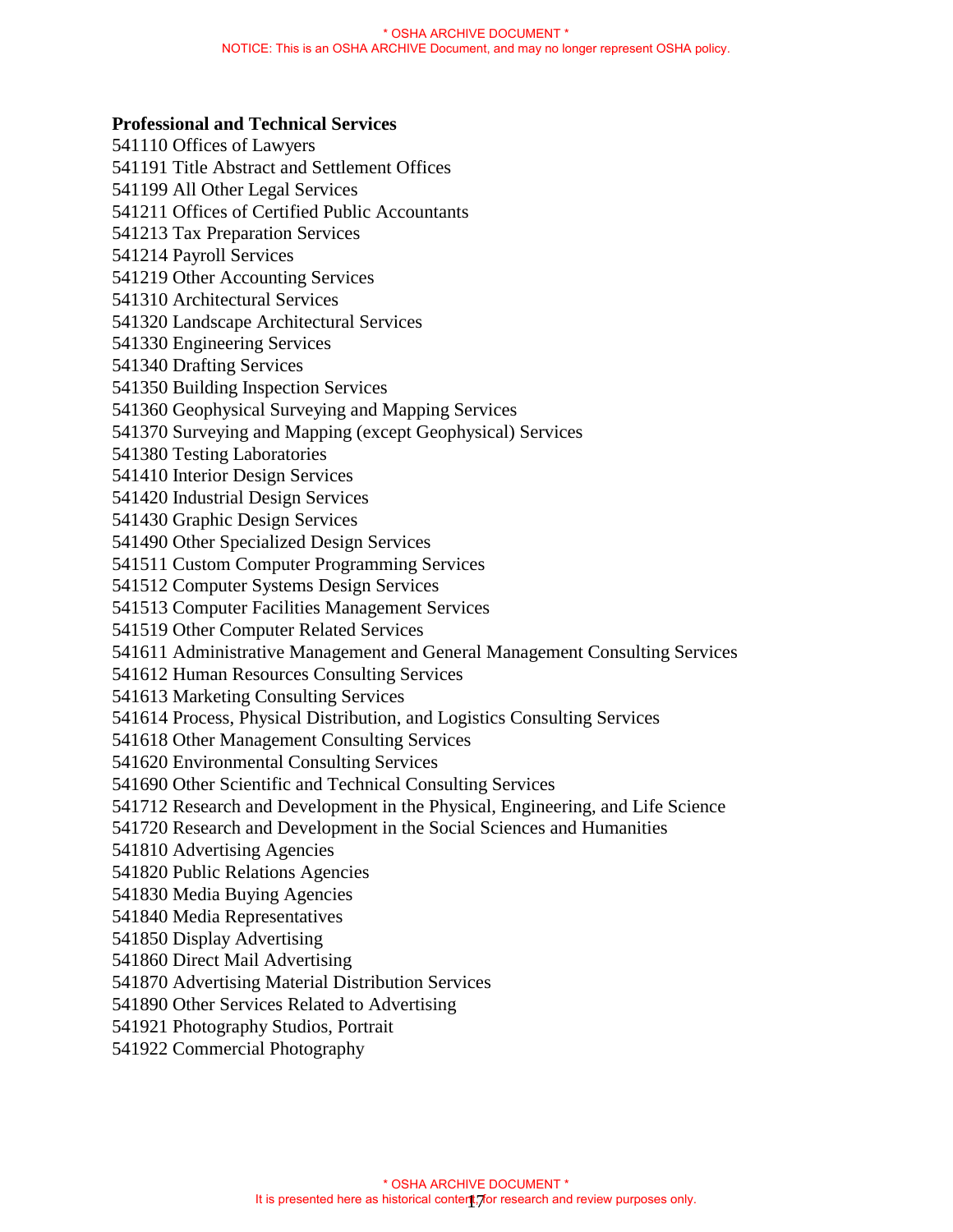**Professional and Technical Services**

541110 Offices of Lawyers
541191 Title Abstract and Settlement Offices
541199 All Other Legal Services
541211 Offices of Certified Public Accountants
541213 Tax Preparation Services
541214 Payroll Services
541219 Other Accounting Services
541310 Architectural Services
541320 Landscape Architectural Services
541330 Engineering Services
541340 Drafting Services
541350 Building Inspection Services
541360 Geophysical Surveying and Mapping Services
541370 Surveying and Mapping (except Geophysical) Services
541380 Testing Laboratories
541410 Interior Design Services
541420 Industrial Design Services
541430 Graphic Design Services
541490 Other Specialized Design Services
541511 Custom Computer Programming Services
541512 Computer Systems Design Services
541513 Computer Facilities Management Services
541519 Other Computer Related Services
541611 Administrative Management and General Management Consulting Services
541612 Human Resources Consulting Services
541613 Marketing Consulting Services
541614 Process, Physical Distribution, and Logistics Consulting Services
541618 Other Management Consulting Services
541620 Environmental Consulting Services
541690 Other Scientific and Technical Consulting Services
541712 Research and Development in the Physical, Engineering, and Life Science
541720 Research and Development in the Social Sciences and Humanities
541810 Advertising Agencies
541820 Public Relations Agencies
541830 Media Buying Agencies
541840 Media Representatives
541850 Display Advertising
541860 Direct Mail Advertising
541870 Advertising Material Distribution Services
541890 Other Services Related to Advertising
541921 Photography Studios, Portrait
541922 Commercial Photography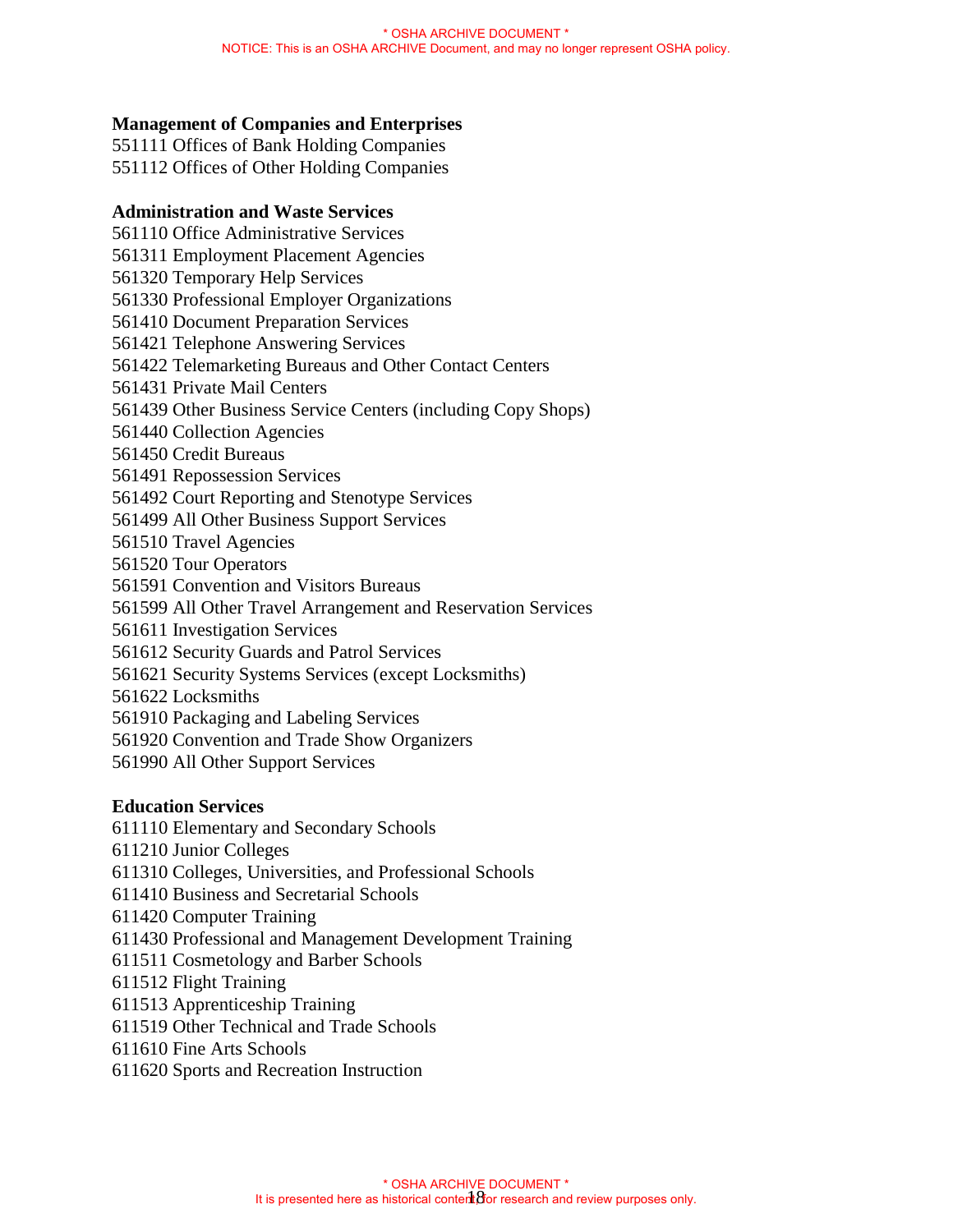**Management of Companies and Enterprises**
551111 Offices of Bank Holding Companies
551112 Offices of Other Holding Companies

**Administration and Waste Services**
561110 Office Administrative Services
561311 Employment Placement Agencies
561320 Temporary Help Services
561330 Professional Employer Organizations
561410 Document Preparation Services
561421 Telephone Answering Services
561422 Telemarketing Bureaus and Other Contact Centers
561431 Private Mail Centers
561439 Other Business Service Centers (including Copy Shops)
561440 Collection Agencies
561450 Credit Bureaus
561491 Repossession Services
561492 Court Reporting and Stenotype Services
561499 All Other Business Support Services
561510 Travel Agencies
561520 Tour Operators
561591 Convention and Visitors Bureaus
561599 All Other Travel Arrangement and Reservation Services
561611 Investigation Services
561612 Security Guards and Patrol Services
561621 Security Systems Services (except Locksmiths)
561622 Locksmiths
561910 Packaging and Labeling Services
561920 Convention and Trade Show Organizers
561990 All Other Support Services

**Education Services**
611110 Elementary and Secondary Schools
611210 Junior Colleges
611310 Colleges, Universities, and Professional Schools
611410 Business and Secretarial Schools
611420 Computer Training
611430 Professional and Management Development Training
611511 Cosmetology and Barber Schools
611512 Flight Training
611513 Apprenticeship Training
611519 Other Technical and Trade Schools
611610 Fine Arts Schools
611620 Sports and Recreation Instruction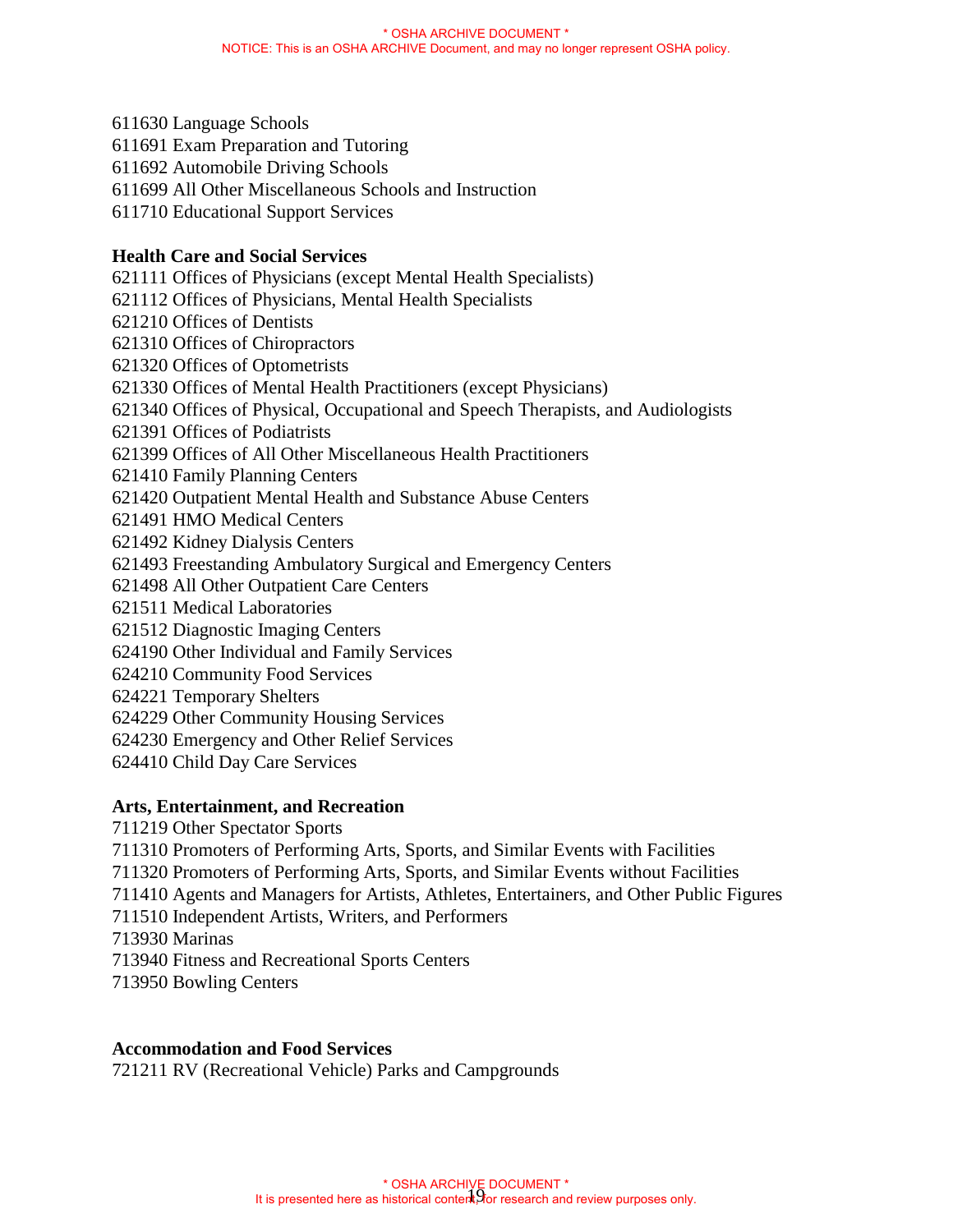611630 Language Schools
611691 Exam Preparation and Tutoring
611692 Automobile Driving Schools
611699 All Other Miscellaneous Schools and Instruction
611710 Educational Support Services

**Health Care and Social Services**
621111 Offices of Physicians (except Mental Health Specialists)
621112 Offices of Physicians, Mental Health Specialists
621210 Offices of Dentists
621310 Offices of Chiropractors
621320 Offices of Optometrists
621330 Offices of Mental Health Practitioners (except Physicians)
621340 Offices of Physical, Occupational and Speech Therapists, and Audiologists
621391 Offices of Podiatrists
621399 Offices of All Other Miscellaneous Health Practitioners
621410 Family Planning Centers
621420 Outpatient Mental Health and Substance Abuse Centers
621491 HMO Medical Centers
621492 Kidney Dialysis Centers
621493 Freestanding Ambulatory Surgical and Emergency Centers
621498 All Other Outpatient Care Centers
621511 Medical Laboratories
621512 Diagnostic Imaging Centers
624190 Other Individual and Family Services
624210 Community Food Services
624221 Temporary Shelters
624229 Other Community Housing Services
624230 Emergency and Other Relief Services
624410 Child Day Care Services

**Arts, Entertainment, and Recreation**
711219 Other Spectator Sports
711310 Promoters of Performing Arts, Sports, and Similar Events with Facilities
711320 Promoters of Performing Arts, Sports, and Similar Events without Facilities
711410 Agents and Managers for Artists, Athletes, Entertainers, and Other Public Figures
711510 Independent Artists, Writers, and Performers
713930 Marinas
713940 Fitness and Recreational Sports Centers
713950 Bowling Centers

**Accommodation and Food Services**
721211 RV (Recreational Vehicle) Parks and Campgrounds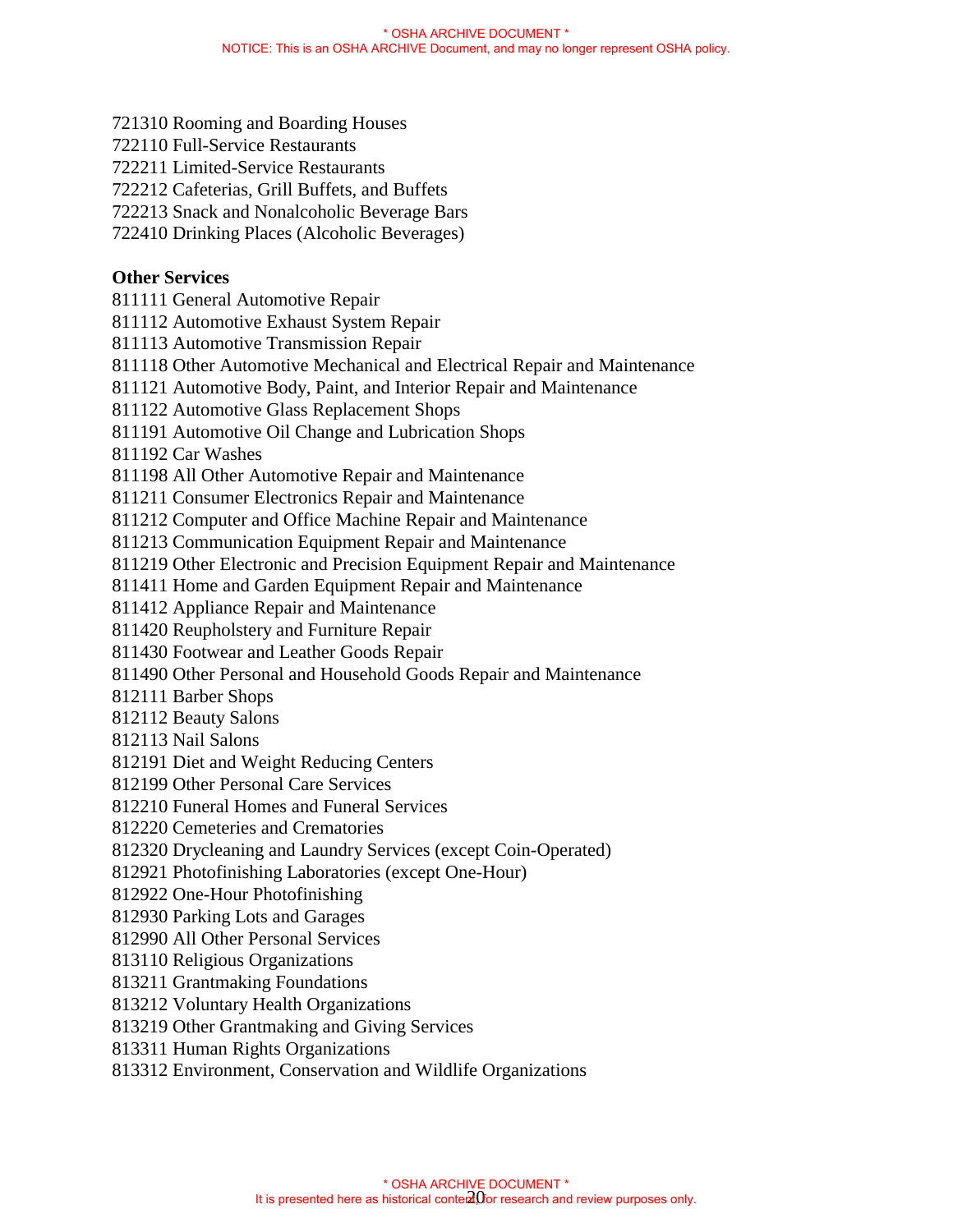721310 Rooming and Boarding Houses
722110 Full-Service Restaurants
722211 Limited-Service Restaurants
722212 Cafeterias, Grill Buffets, and Buffets
722213 Snack and Nonalcoholic Beverage Bars
722410 Drinking Places (Alcoholic Beverages)

**Other Services**
811111 General Automotive Repair
811112 Automotive Exhaust System Repair
811113 Automotive Transmission Repair
811118 Other Automotive Mechanical and Electrical Repair and Maintenance
811121 Automotive Body, Paint, and Interior Repair and Maintenance
811122 Automotive Glass Replacement Shops
811191 Automotive Oil Change and Lubrication Shops
811192 Car Washes
811198 All Other Automotive Repair and Maintenance
811211 Consumer Electronics Repair and Maintenance
811212 Computer and Office Machine Repair and Maintenance
811213 Communication Equipment Repair and Maintenance
811219 Other Electronic and Precision Equipment Repair and Maintenance
811411 Home and Garden Equipment Repair and Maintenance
811412 Appliance Repair and Maintenance
811420 Reupholstery and Furniture Repair
811430 Footwear and Leather Goods Repair
811490 Other Personal and Household Goods Repair and Maintenance
812111 Barber Shops
812112 Beauty Salons
812113 Nail Salons
812191 Diet and Weight Reducing Centers
812199 Other Personal Care Services
812210 Funeral Homes and Funeral Services
812220 Cemeteries and Crematories
812320 Drycleaning and Laundry Services (except Coin-Operated)
812921 Photofinishing Laboratories (except One-Hour)
812922 One-Hour Photofinishing
812930 Parking Lots and Garages
812990 All Other Personal Services
813110 Religious Organizations
813211 Grantmaking Foundations
813212 Voluntary Health Organizations
813219 Other Grantmaking and Giving Services
813311 Human Rights Organizations
813312 Environment, Conservation and Wildlife Organizations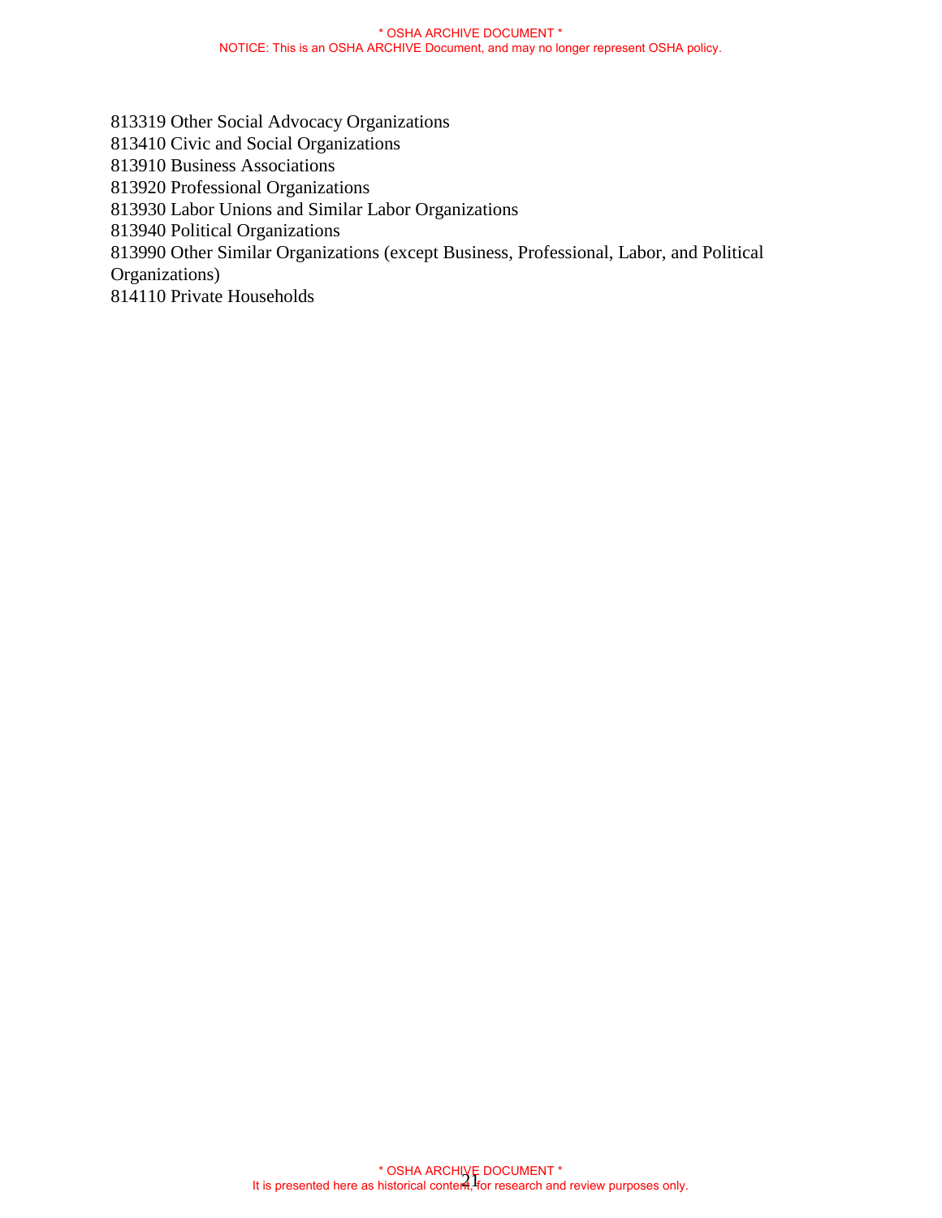813319 Other Social Advocacy Organizations
813410 Civic and Social Organizations
813910 Business Associations
813920 Professional Organizations
813930 Labor Unions and Similar Labor Organizations
813940 Political Organizations
813990 Other Similar Organizations (except Business, Professional, Labor, and Political Organizations)
814110 Private Households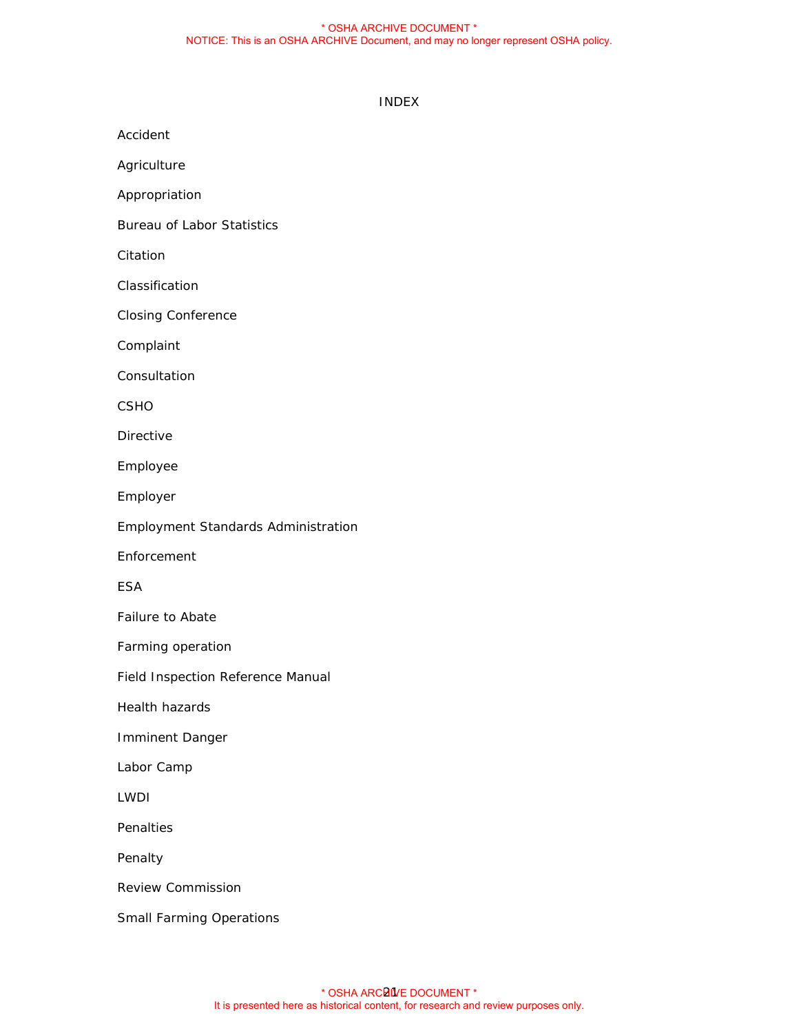# INDEX

Accident

Agriculture

Appropriation

Bureau of Labor Statistics

Citation

Classification

Closing Conference

Complaint

Consultation

CSHO

Directive

Employee

Employer

Employment Standards Administration

Enforcement

ESA

Failure to Abate

Farming operation

Field Inspection Reference Manual

Health hazards

Imminent Danger

Labor Camp

LWDI

Penalties

Penalty

Review Commission

Small Farming Operations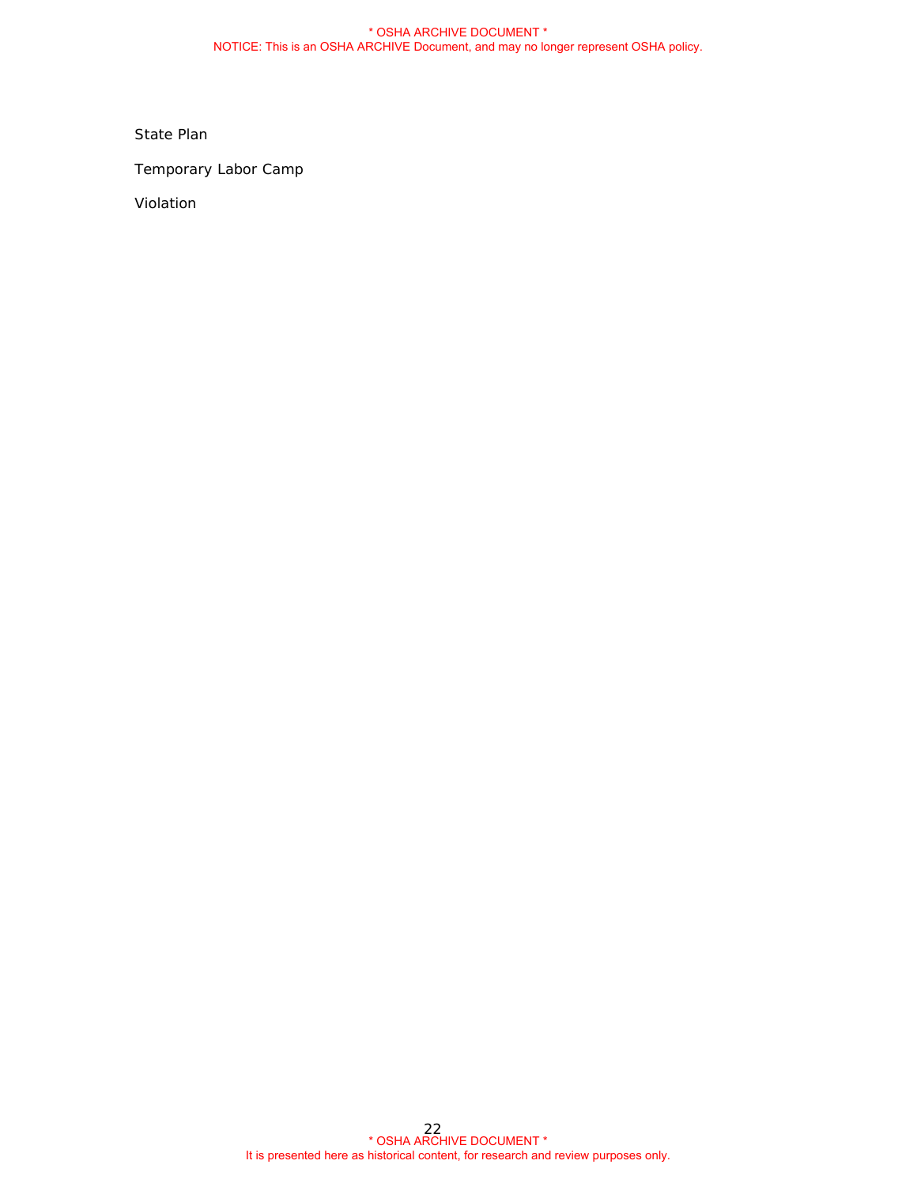State Plan

Temporary Labor Camp

Violation